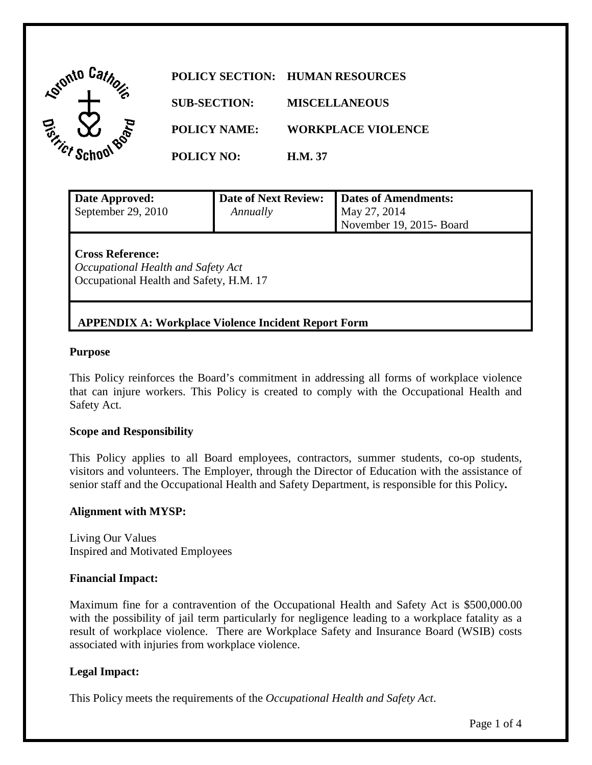**POLICY SECTION:** HUMAN RESOURCES

**SUB-SECTION:** MISCELLANEOUS

**POLICY NAME:** WORKPLACE VIOLENCE

**POLICY NO:** H.M. 37

| **Date Approved:** September 29, 2010 | **Date of Next Review:** *Annually* | **Dates of Amendments:** May 27, 2014 November 19, 2015- Board |
|---|---|---|
| **Cross Reference:** *Occupational Health and Safety Act* Occupational Health and Safety, H.M. 17 | | |
| **APPENDIX A: Workplace Violence Incident Report Form** | | |

**Purpose**

This Policy reinforces the Board's commitment in addressing all forms of workplace violence that can injure workers. This Policy is created to comply with the Occupational Health and Safety Act.

**Scope and Responsibility**

This Policy applies to all Board employees, contractors, summer students, co-op students, visitors and volunteers. The Employer, through the Director of Education with the assistance of senior staff and the Occupational Health and Safety Department, is responsible for this Policy**.**

**Alignment with MYSP:**

Living Our Values
Inspired and Motivated Employees

**Financial Impact:**

Maximum fine for a contravention of the Occupational Health and Safety Act is $500,000.00 with the possibility of jail term particularly for negligence leading to a workplace fatality as a result of workplace violence. There are Workplace Safety and Insurance Board (WSIB) costs associated with injuries from workplace violence.

**Legal Impact:**

This Policy meets the requirements of the *Occupational Health and Safety Act*.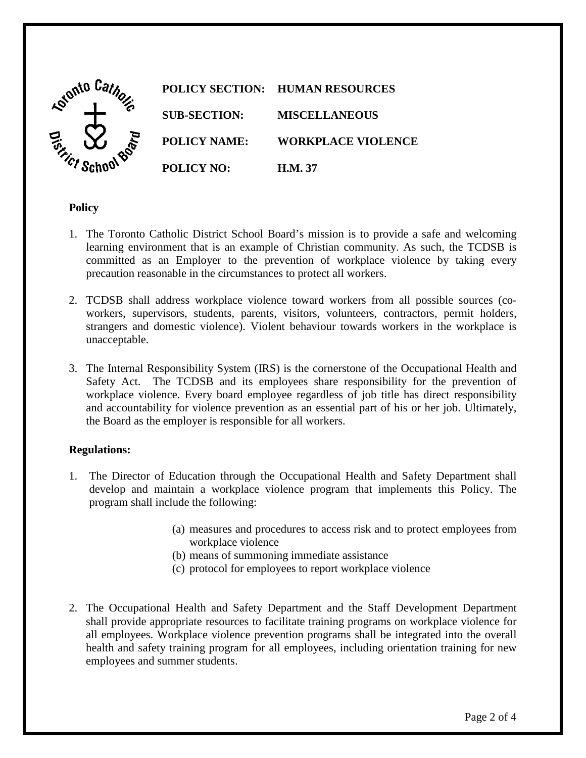**POLICY SECTION:** **HUMAN RESOURCES**

**SUB-SECTION:** **MISCELLANEOUS**

**POLICY NAME:** **WORKPLACE VIOLENCE**

**POLICY NO:** **H.M. 37**

**Policy**

1. The Toronto Catholic District School Board's mission is to provide a safe and welcoming learning environment that is an example of Christian community. As such, the TCDSB is committed as an Employer to the prevention of workplace violence by taking every precaution reasonable in the circumstances to protect all workers.

2. TCDSB shall address workplace violence toward workers from all possible sources (co-workers, supervisors, students, parents, visitors, volunteers, contractors, permit holders, strangers and domestic violence). Violent behaviour towards workers in the workplace is unacceptable.

3. The Internal Responsibility System (IRS) is the cornerstone of the Occupational Health and Safety Act. The TCDSB and its employees share responsibility for the prevention of workplace violence. Every board employee regardless of job title has direct responsibility and accountability for violence prevention as an essential part of his or her job. Ultimately, the Board as the employer is responsible for all workers.

**Regulations:**

1. The Director of Education through the Occupational Health and Safety Department shall develop and maintain a workplace violence program that implements this Policy. The program shall include the following:

   (a) measures and procedures to access risk and to protect employees from workplace violence
   (b) means of summoning immediate assistance
   (c) protocol for employees to report workplace violence

2. The Occupational Health and Safety Department and the Staff Development Department shall provide appropriate resources to facilitate training programs on workplace violence for all employees. Workplace violence prevention programs shall be integrated into the overall health and safety training program for all employees, including orientation training for new employees and summer students.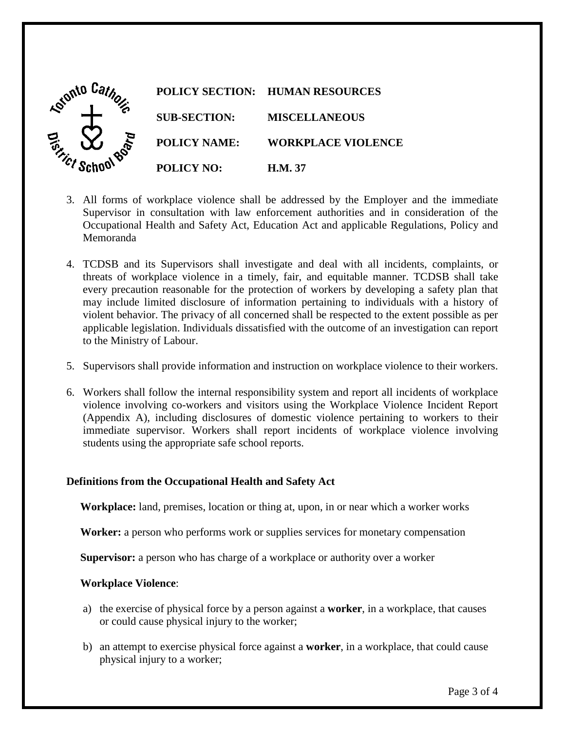| POLICY SECTION: | HUMAN RESOURCES |
| --- | --- |
| SUB-SECTION: | MISCELLANEOUS |
| POLICY NAME: | WORKPLACE VIOLENCE |
| POLICY NO: | H.M. 37 |

3. All forms of workplace violence shall be addressed by the Employer and the immediate Supervisor in consultation with law enforcement authorities and in consideration of the Occupational Health and Safety Act, Education Act and applicable Regulations, Policy and Memoranda

4. TCDSB and its Supervisors shall investigate and deal with all incidents, complaints, or threats of workplace violence in a timely, fair, and equitable manner. TCDSB shall take every precaution reasonable for the protection of workers by developing a safety plan that may include limited disclosure of information pertaining to individuals with a history of violent behavior. The privacy of all concerned shall be respected to the extent possible as per applicable legislation. Individuals dissatisfied with the outcome of an investigation can report to the Ministry of Labour.

5. Supervisors shall provide information and instruction on workplace violence to their workers.

6. Workers shall follow the internal responsibility system and report all incidents of workplace violence involving co-workers and visitors using the Workplace Violence Incident Report (Appendix A), including disclosures of domestic violence pertaining to workers to their immediate supervisor. Workers shall report incidents of workplace violence involving students using the appropriate safe school reports.

**Definitions from the Occupational Health and Safety Act**

**Workplace:** land, premises, location or thing at, upon, in or near which a worker works

**Worker:** a person who performs work or supplies services for monetary compensation

**Supervisor:** a person who has charge of a workplace or authority over a worker

**Workplace Violence**:

a) the exercise of physical force by a person against a **worker**, in a workplace, that causes or could cause physical injury to the worker;

b) an attempt to exercise physical force against a **worker**, in a workplace, that could cause physical injury to a worker;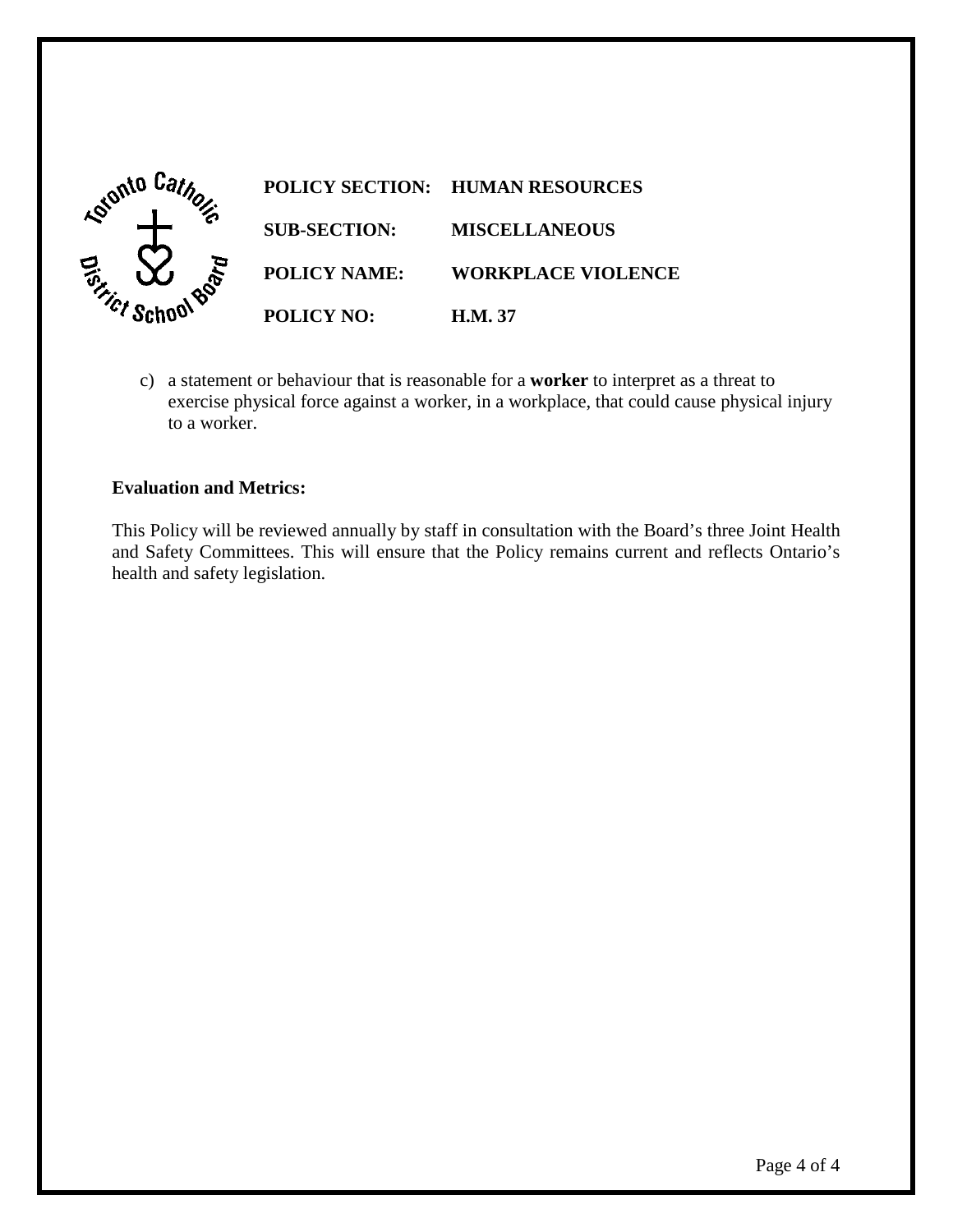c) a statement or behaviour that is reasonable for a **worker** to interpret as a threat to exercise physical force against a worker, in a workplace, that could cause physical injury to a worker.

**Evaluation and Metrics:**

This Policy will be reviewed annually by staff in consultation with the Board's three Joint Health and Safety Committees. This will ensure that the Policy remains current and reflects Ontario's health and safety legislation.